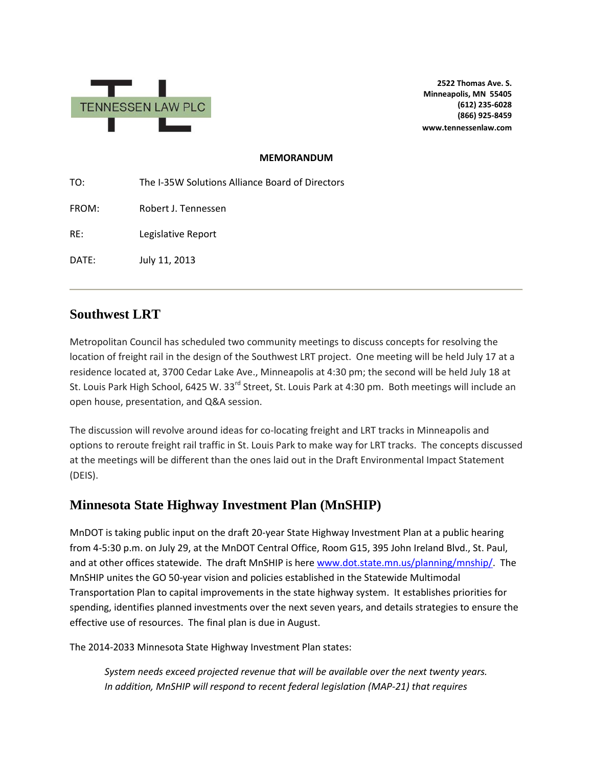TENNESSEN LAW PLC

**2522 Thomas Ave. S.**
**Minneapolis, MN 55405**
**(612) 235-6028**
**(866) 925-8459**
**www.tennessenlaw.com**

**MEMORANDUM**

TO: The I-35W Solutions Alliance Board of Directors

FROM: Robert J. Tennessen

RE: Legislative Report

DATE: July 11, 2013

---

## Southwest LRT

Metropolitan Council has scheduled two community meetings to discuss concepts for resolving the location of freight rail in the design of the Southwest LRT project. One meeting will be held July 17 at a residence located at, 3700 Cedar Lake Ave., Minneapolis at 4:30 pm; the second will be held July 18 at St. Louis Park High School, 6425 W. 33rd Street, St. Louis Park at 4:30 pm. Both meetings will include an open house, presentation, and Q&A session.

The discussion will revolve around ideas for co-locating freight and LRT tracks in Minneapolis and options to reroute freight rail traffic in St. Louis Park to make way for LRT tracks. The concepts discussed at the meetings will be different than the ones laid out in the Draft Environmental Impact Statement (DEIS).

## Minnesota State Highway Investment Plan (MnSHIP)

MnDOT is taking public input on the draft 20-year State Highway Investment Plan at a public hearing from 4-5:30 p.m. on July 29, at the MnDOT Central Office, Room G15, 395 John Ireland Blvd., St. Paul, and at other offices statewide. The draft MnSHIP is here [www.dot.state.mn.us/planning/mnship/](www.dot.state.mn.us/planning/mnship/). The MnSHIP unites the GO 50-year vision and policies established in the Statewide Multimodal Transportation Plan to capital improvements in the state highway system. It establishes priorities for spending, identifies planned investments over the next seven years, and details strategies to ensure the effective use of resources. The final plan is due in August.

The 2014-2033 Minnesota State Highway Investment Plan states:

> *System needs exceed projected revenue that will be available over the next twenty years. In addition, MnSHIP will respond to recent federal legislation (MAP-21) that requires*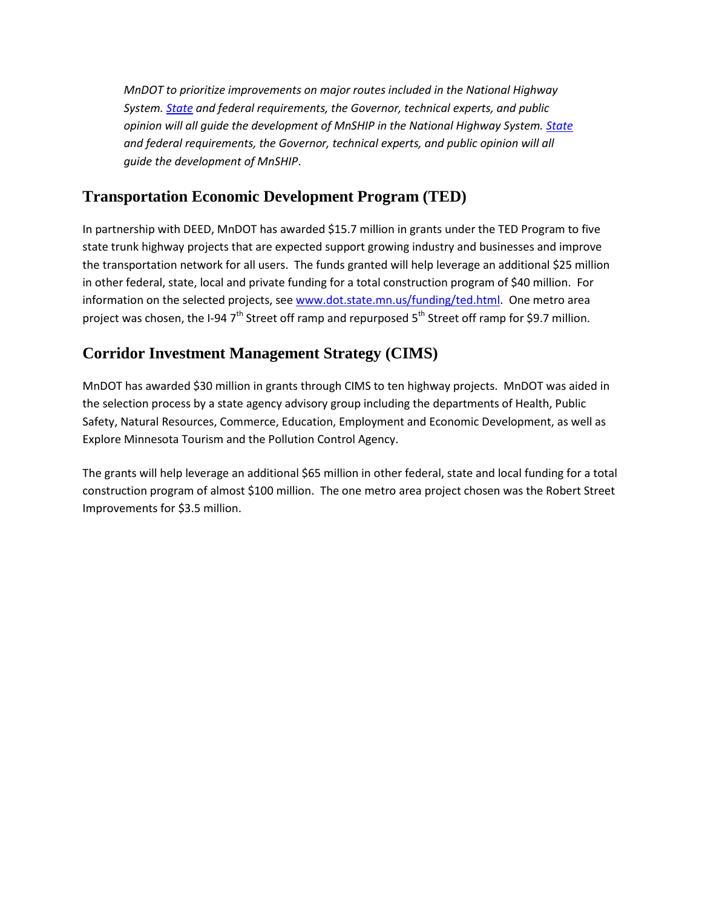*MnDOT to prioritize improvements on major routes included in the National Highway System. [State](#) and federal requirements, the Governor, technical experts, and public opinion will all guide the development of MnSHIP in the National Highway System. [State](#) and federal requirements, the Governor, technical experts, and public opinion will all guide the development of MnSHIP*.

## Transportation Economic Development Program (TED)

In partnership with DEED, MnDOT has awarded $15.7 million in grants under the TED Program to five state trunk highway projects that are expected support growing industry and businesses and improve the transportation network for all users. The funds granted will help leverage an additional $25 million in other federal, state, local and private funding for a total construction program of $40 million. For information on the selected projects, see [www.dot.state.mn.us/funding/ted.html](www.dot.state.mn.us/funding/ted.html). One metro area project was chosen, the I-94 7th Street off ramp and repurposed 5th Street off ramp for $9.7 million.

## Corridor Investment Management Strategy (CIMS)

MnDOT has awarded $30 million in grants through CIMS to ten highway projects. MnDOT was aided in the selection process by a state agency advisory group including the departments of Health, Public Safety, Natural Resources, Commerce, Education, Employment and Economic Development, as well as Explore Minnesota Tourism and the Pollution Control Agency.

The grants will help leverage an additional $65 million in other federal, state and local funding for a total construction program of almost $100 million. The one metro area project chosen was the Robert Street Improvements for $3.5 million.